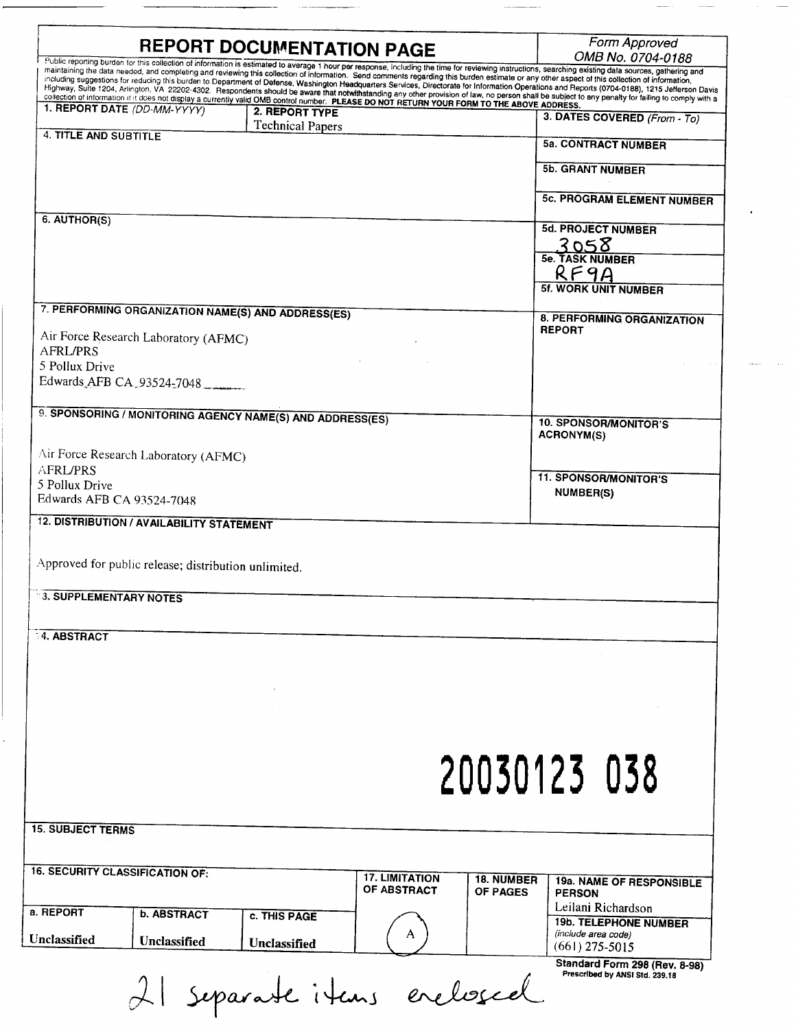# REPORT DOCUMENTATION PAGE

*Form Approved*
*OMB No. 0704-0188*

Public reporting burden for this collection of information is estimated to average 1 hour per response, including the time for reviewing instructions, searching existing data sources, gathering and maintaining the data needed, and completing and reviewing this collection of information. Send comments regarding this burden estimate or any other aspect of this collection of information, including suggestions for reducing this burden to Department of Defense, Washington Headquarters Services, Directorate for Information Operations and Reports (0704-0188), 1215 Jefferson Davis Highway, Suite 1204, Arlington, VA 22202-4302. Respondents should be aware that notwithstanding any other provision of law, no person shall be subject to any penalty for failing to comply with a collection of information if it does not display a currently valid OMB control number. **PLEASE DO NOT RETURN YOUR FORM TO THE ABOVE ADDRESS.**

| **1. REPORT DATE** *(DD-MM-YYYY)* | **2. REPORT TYPE** | **3. DATES COVERED** *(From - To)* |
|---|---|---|
| | Technical Papers | |

| **4. TITLE AND SUBTITLE** | |
|---|---|
| | **5a. CONTRACT NUMBER** |
| | **5b. GRANT NUMBER** |
| | **5c. PROGRAM ELEMENT NUMBER** |
| **6. AUTHOR(S)** | **5d. PROJECT NUMBER** 3058 |
| | **5e. TASK NUMBER** RF9A |
| | **5f. WORK UNIT NUMBER** |

| **7. PERFORMING ORGANIZATION NAME(S) AND ADDRESS(ES)** | **8. PERFORMING ORGANIZATION REPORT** |
|---|---|
| Air Force Research Laboratory (AFMC)<br>AFRL/PRS<br>5 Pollux Drive<br>Edwards AFB CA 93524-7048 | |

| **9. SPONSORING / MONITORING AGENCY NAME(S) AND ADDRESS(ES)** | **10. SPONSOR/MONITOR'S ACRONYM(S)** |
|---|---|
| Air Force Research Laboratory (AFMC)<br>AFRL/PRS<br>5 Pollux Drive<br>Edwards AFB CA 93524-7048 | **11. SPONSOR/MONITOR'S NUMBER(S)** |

**12. DISTRIBUTION / AVAILABILITY STATEMENT**

Approved for public release; distribution unlimited.

**13. SUPPLEMENTARY NOTES**

**14. ABSTRACT**

20030123 038

**15. SUBJECT TERMS**

| **16. SECURITY CLASSIFICATION OF:** | | | **17. LIMITATION OF ABSTRACT** | **18. NUMBER OF PAGES** | **19a. NAME OF RESPONSIBLE PERSON** |
|---|---|---|---|---|---|
| **a. REPORT** | **b. ABSTRACT** | **c. THIS PAGE** | | | Leilani Richardson |
| Unclassified | Unclassified | Unclassified | A | | **19b. TELEPHONE NUMBER** *(include area code)* (661) 275-5015 |

**Standard Form 298 (Rev. 8-98)**
Prescribed by ANSI Std. 239.18

21 separate items enclosed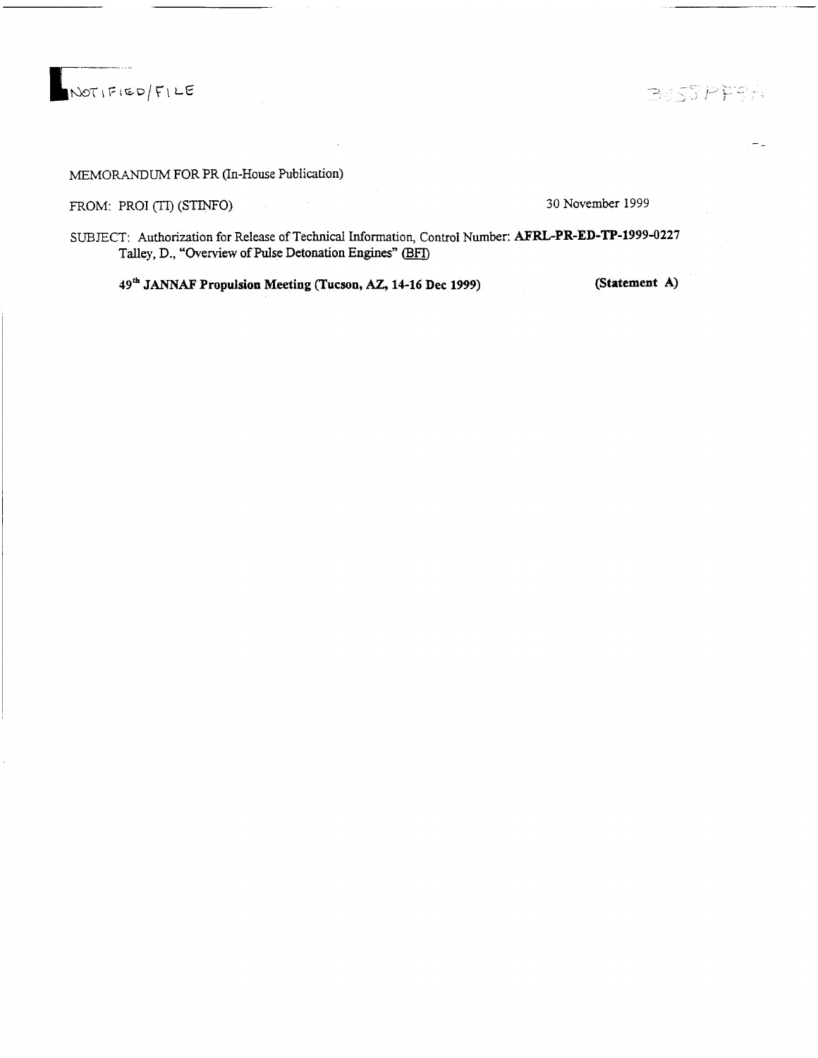NOTIFIED/FILE

3055PF9A

MEMORANDUM FOR PR (In-House Publication)

FROM: PROI (TI) (STINFO) 30 November 1999

SUBJECT: Authorization for Release of Technical Information, Control Number: **AFRL-PR-ED-TP-1999-0227**
Talley, D., "Overview of Pulse Detonation Engines" (BFI)

**49th JANNAF Propulsion Meeting (Tucson, AZ, 14-16 Dec 1999)** **(Statement A)**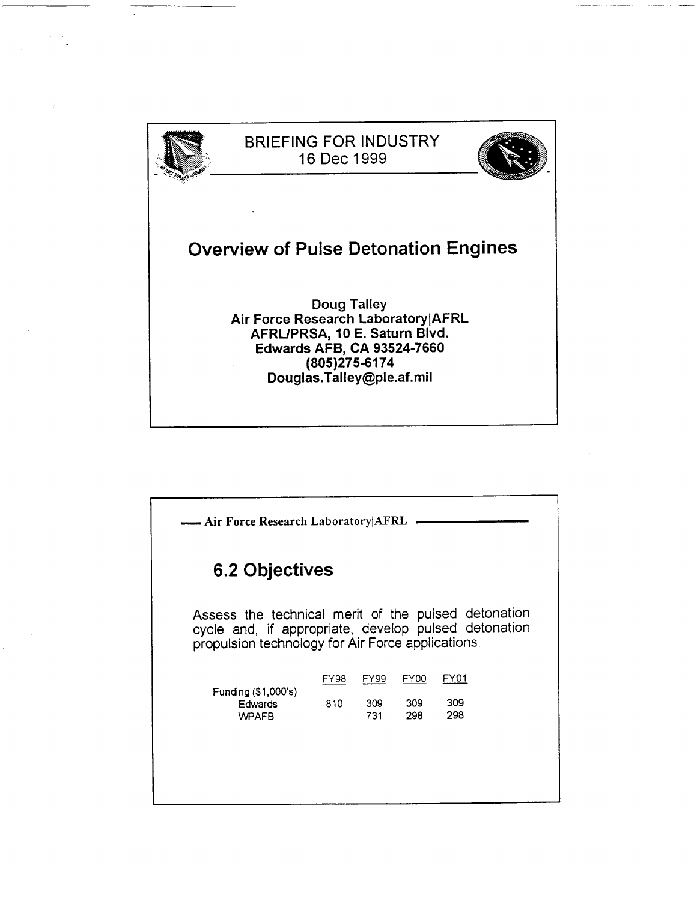BRIEFING FOR INDUSTRY
16 Dec 1999

# Overview of Pulse Detonation Engines

**Doug Talley**
**Air Force Research Laboratory|AFRL**
**AFRL/PRSA, 10 E. Saturn Blvd.**
**Edwards AFB, CA 93524-7660**
**(805)275-6174**
**Douglas.Talley@ple.af.mil**

---

Air Force Research Laboratory|AFRL

## 6.2 Objectives

Assess the technical merit of the pulsed detonation cycle and, if appropriate, develop pulsed detonation propulsion technology for Air Force applications.

| Funding ($1,000's) | FY98 | FY99 | FY00 | FY01 |
|---|---|---|---|---|
| Edwards | 810 | 309 | 309 | 309 |
| WPAFB | | 731 | 298 | 298 |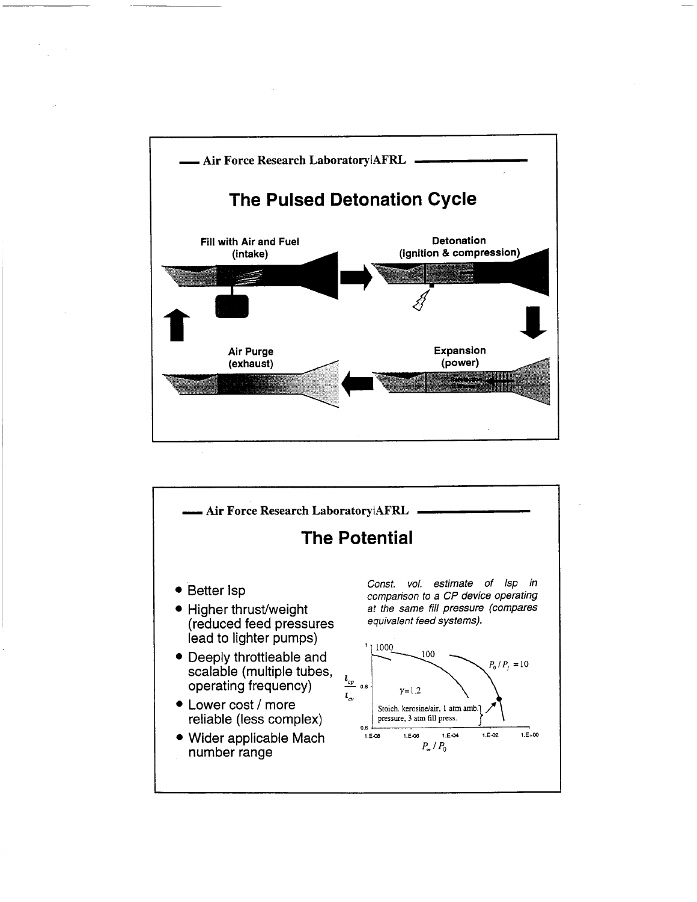## The Pulsed Detonation Cycle

Fill with Air and Fuel (intake)

Detonation (ignition & compression)

Expansion (power)

Air Purge (exhaust)

## The Potential

- Better Isp
- Higher thrust/weight (reduced feed pressures lead to lighter pumps)
- Deeply throttleable and scalable (multiple tubes, operating frequency)
- Lower cost / more reliable (less complex)
- Wider applicable Mach number range

*Const. vol. estimate of Isp in comparison to a CP device operating at the same fill pressure (compares equivalent feed systems).*

$\frac{I_{cp}}{I_{cv}}$ vs. $P_\infty / P_0$; curves for $P_0 / P_f = 10$, 100, 1000; $\gamma = 1.2$

Stoich. kerosine/air, 1 atm amb. pressure, 3 atm fill press.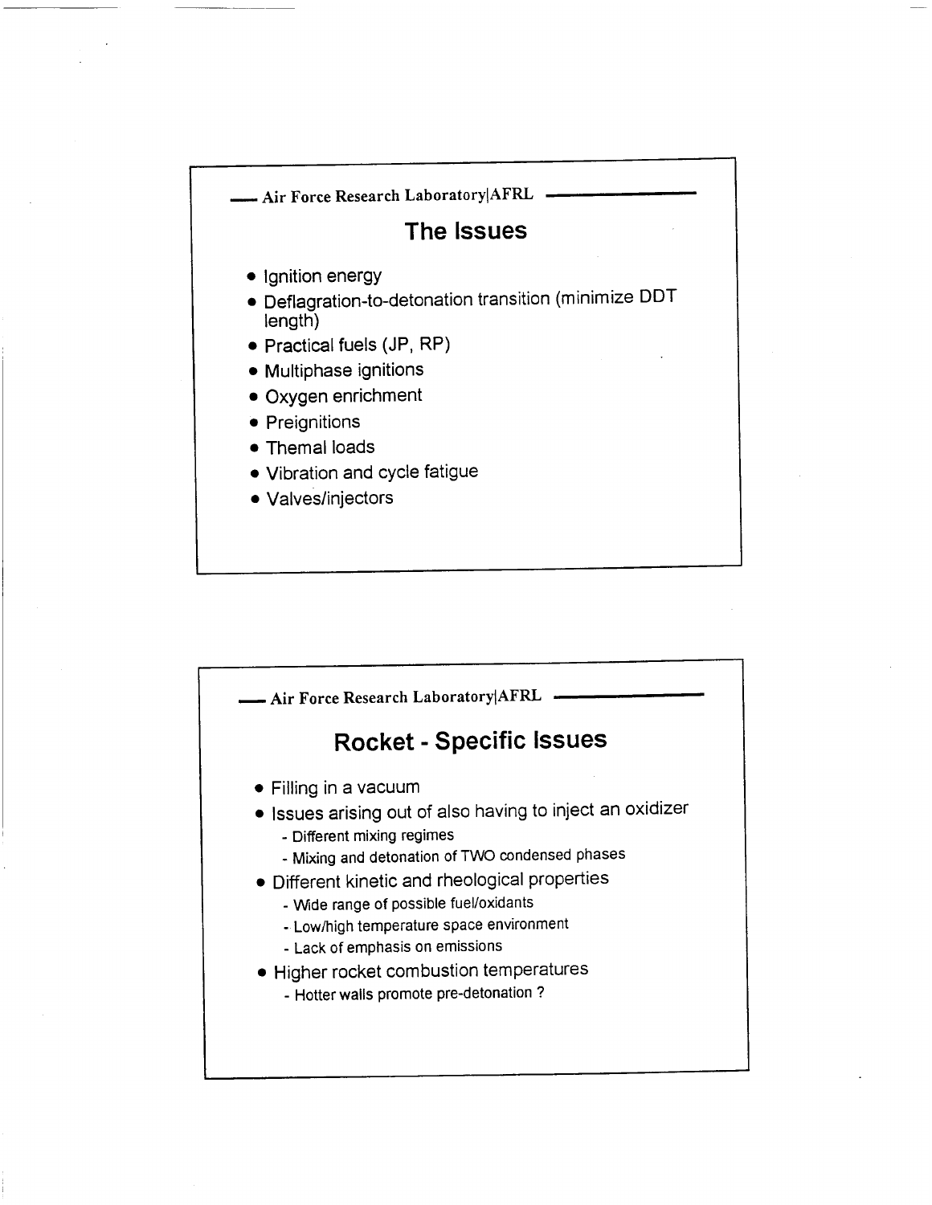## The Issues

- Ignition energy
- Deflagration-to-detonation transition (minimize DDT length)
- Practical fuels (JP, RP)
- Multiphase ignitions
- Oxygen enrichment
- Preignitions
- Themal loads
- Vibration and cycle fatigue
- Valves/injectors

## Rocket - Specific Issues

- Filling in a vacuum
- Issues arising out of also having to inject an oxidizer
  - Different mixing regimes
  - Mixing and detonation of TWO condensed phases
- Different kinetic and rheological properties
  - Wide range of possible fuel/oxidants
  - Low/high temperature space environment
  - Lack of emphasis on emissions
- Higher rocket combustion temperatures
  - Hotter walls promote pre-detonation ?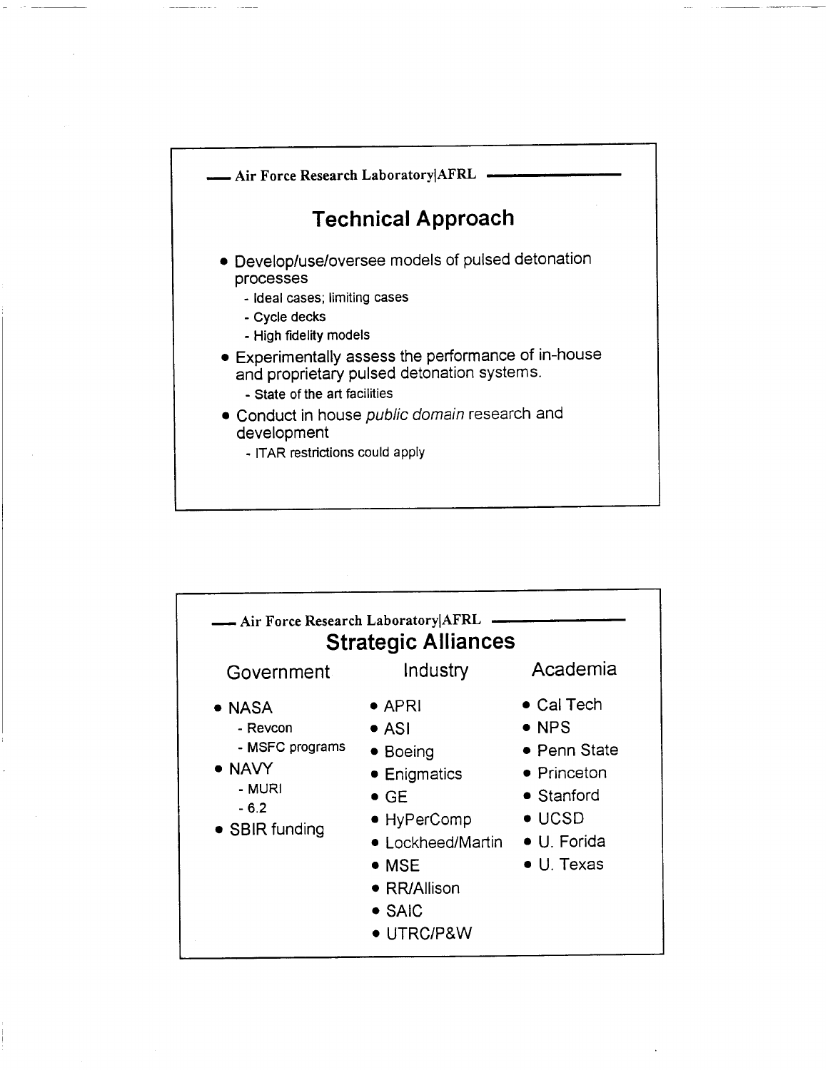Air Force Research Laboratory|AFRL

## Technical Approach

- Develop/use/oversee models of pulsed detonation processes
  - Ideal cases; limiting cases
  - Cycle decks
  - High fidelity models
- Experimentally assess the performance of in-house and proprietary pulsed detonation systems.
  - State of the art facilities
- Conduct in house *public domain* research and development
  - ITAR restrictions could apply

Air Force Research Laboratory|AFRL

## Strategic Alliances

### Government

- NASA
  - Revcon
  - MSFC programs
- NAVY
  - MURI
  - 6.2
- SBIR funding

### Industry

- APRI
- ASI
- Boeing
- Enigmatics
- GE
- HyPerComp
- Lockheed/Martin
- MSE
- RR/Allison
- SAIC
- UTRC/P&W

### Academia

- Cal Tech
- NPS
- Penn State
- Princeton
- Stanford
- UCSD
- U. Forida
- U. Texas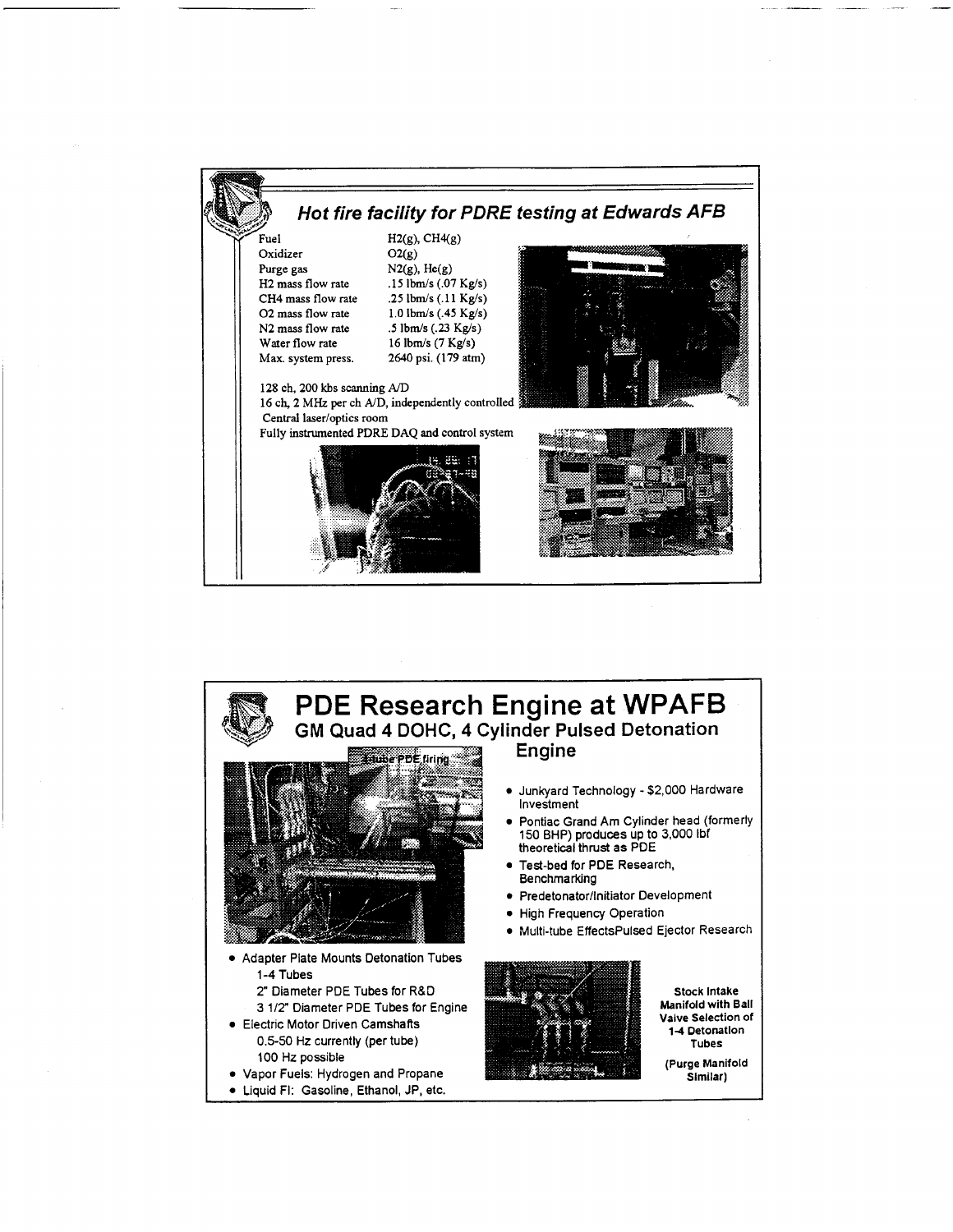## *Hot fire facility for PDRE testing at Edwards AFB*

| | |
|---|---|
| Fuel | $H_2$(g), $CH_4$(g) |
| Oxidizer | $O_2$(g) |
| Purge gas | $N_2$(g), He(g) |
| H2 mass flow rate | .15 lbm/s (.07 Kg/s) |
| CH4 mass flow rate | .25 lbm/s (.11 Kg/s) |
| O2 mass flow rate | 1.0 lbm/s (.45 Kg/s) |
| N2 mass flow rate | .5 lbm/s (.23 Kg/s) |
| Water flow rate | 16 lbm/s (7 Kg/s) |
| Max. system press. | 2640 psi. (179 atm) |

128 ch, 200 kbs scanning A/D
16 ch, 2 MHz per ch A/D, independently controlled
Central laser/optics room
Fully instrumented PDRE DAQ and control system

# PDE Research Engine at WPAFB

## GM Quad 4 DOHC, 4 Cylinder Pulsed Detonation Engine

Quad PDE firing

- Junkyard Technology - $2,000 Hardware Investment
- Pontiac Grand Am Cylinder head (formerly 150 BHP) produces up to 3,000 lbf theoretical thrust as PDE
- Test-bed for PDE Research, Benchmarking
- Predetonator/Initiator Development
- High Frequency Operation
- Multi-tube EffectsPulsed Ejector Research

- Adapter Plate Mounts Detonation Tubes
  - 1-4 Tubes
  - 2" Diameter PDE Tubes for R&D
  - 3 1/2" Diameter PDE Tubes for Engine
- Electric Motor Driven Camshafts
  - 0.5-50 Hz currently (per tube)
  - 100 Hz possible
- Vapor Fuels: Hydrogen and Propane
- Liquid FI: Gasoline, Ethanol, JP, etc.

**Stock Intake Manifold with Ball Valve Selection of 1-4 Detonation Tubes**

**(Purge Manifold Similar)**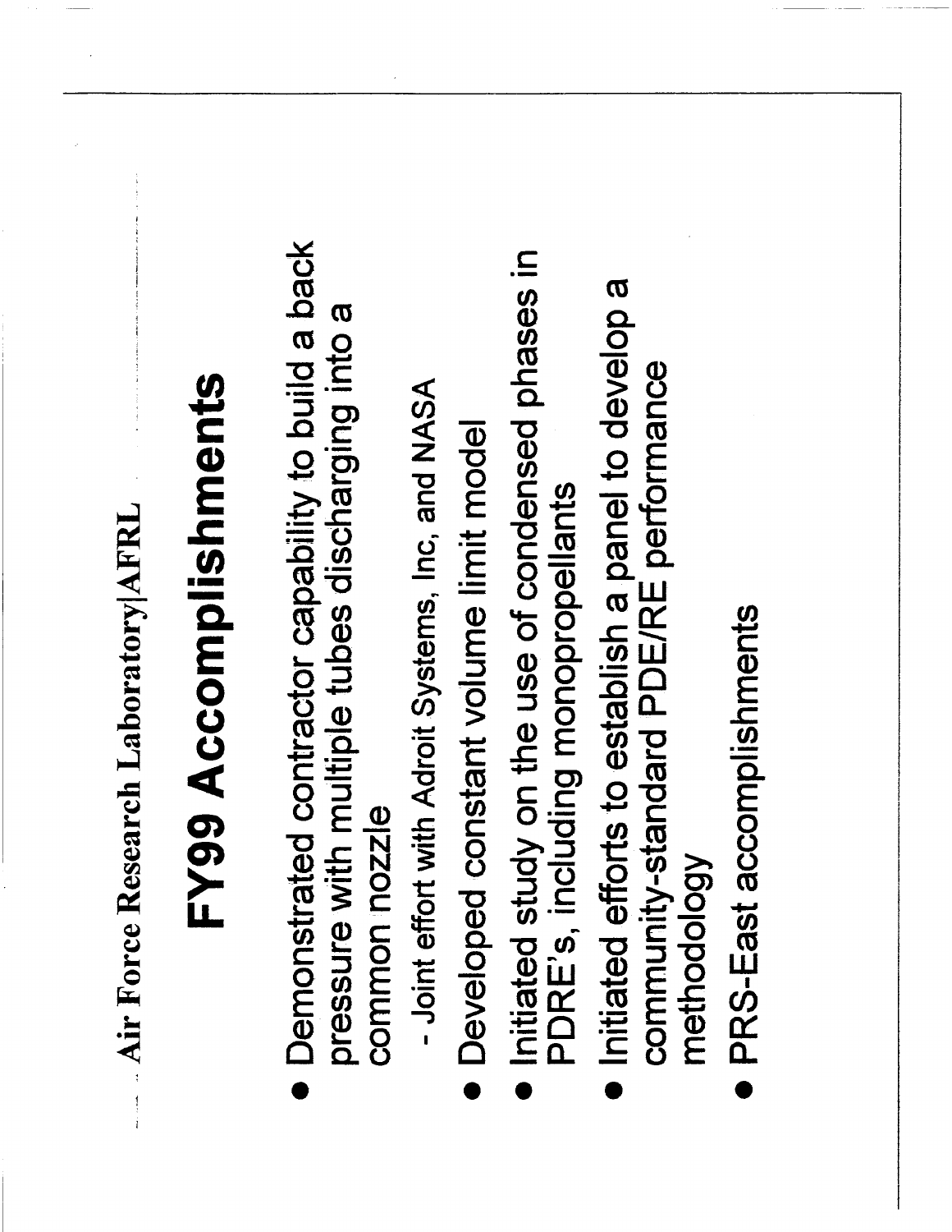Air Force Research Laboratory|AFRL

# FY99 Accomplishments

- Demonstrated contractor capability to build a back pressure with multiple tubes discharging into a common nozzle
  - Joint effort with Adroit Systems, Inc, and NASA
- Developed constant volume limit model
- Initiated study on the use of condensed phases in PDRE's, including monopropellants
- Initiated efforts to establish a panel to develop a community-standard PDE/RE performance methodology
- PRS-East accomplishments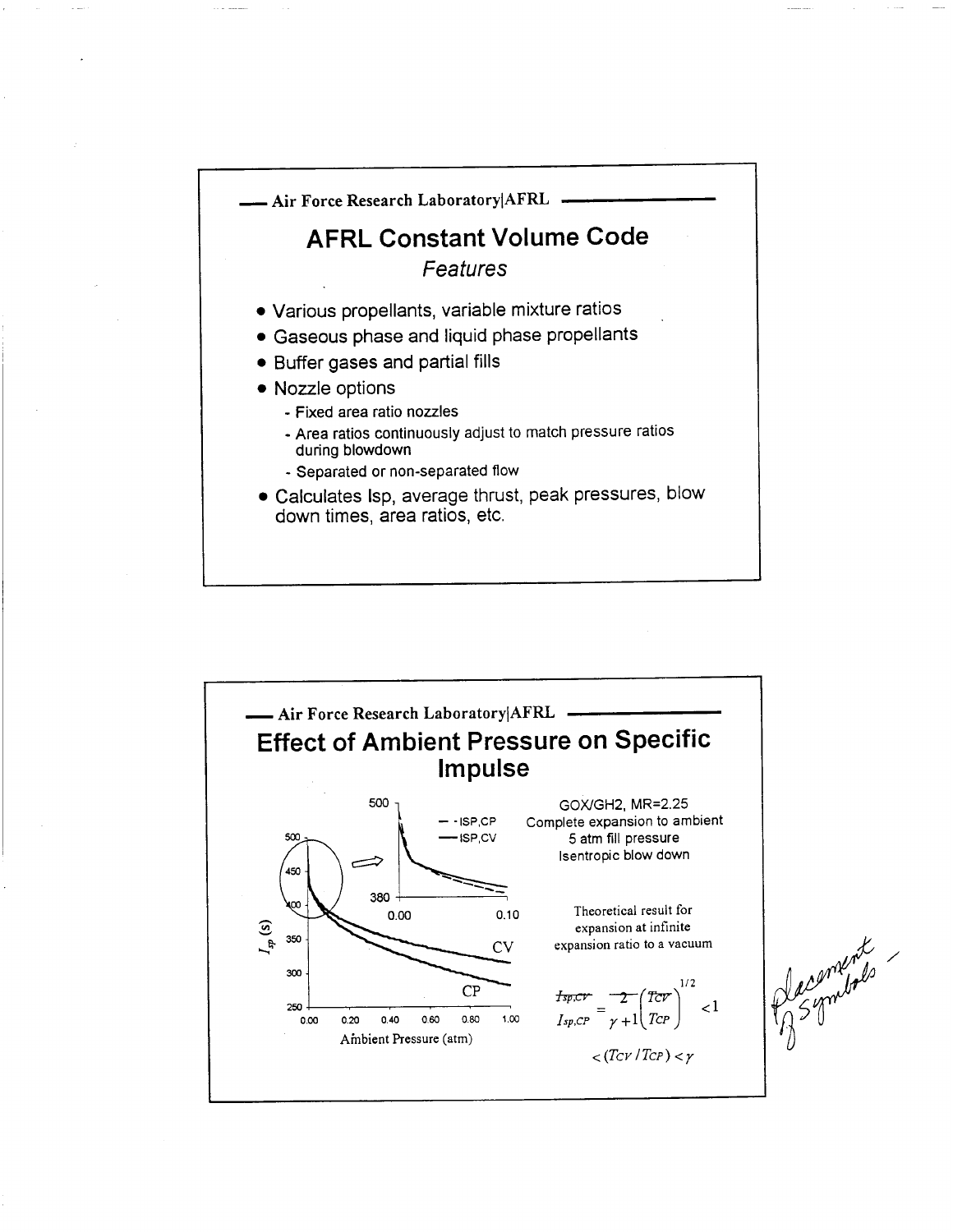## AFRL Constant Volume Code

*Features*

- Various propellants, variable mixture ratios
- Gaseous phase and liquid phase propellants
- Buffer gases and partial fills
- Nozzle options
  - Fixed area ratio nozzles
  - Area ratios continuously adjust to match pressure ratios during blowdown
  - Separated or non-separated flow
- Calculates Isp, average thrust, peak pressures, blow down times, area ratios, etc.

## Effect of Ambient Pressure on Specific Impulse

GOX/GH2, MR=2.25
Complete expansion to ambient
5 atm fill pressure
Isentropic blow down

Theoretical result for expansion at infinite expansion ratio to a vacuum

$$\frac{I_{sp,CV}}{I_{sp,CP}} = \frac{2}{\gamma+1}\left(\frac{T_{CV}}{T_{CP}}\right)^{1/2} < 1$$

$$< (T_{CV}/T_{CP}) < \gamma$$

placement / 3 symbols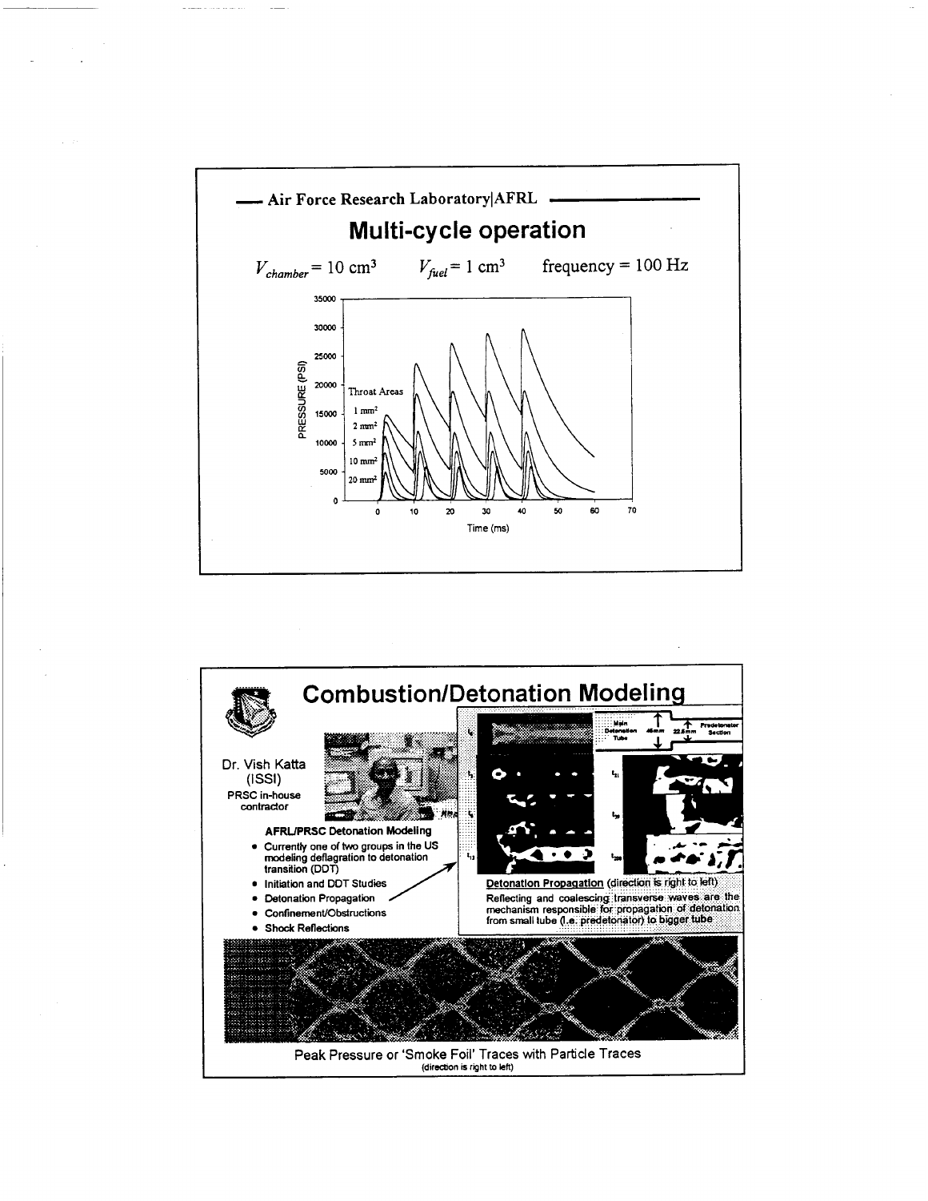— Air Force Research Laboratory|AFRL —

# Multi-cycle operation

$V_{chamber} = 10\ cm^3$ $V_{fuel} = 1\ cm^3$ frequency = 100 Hz

PRESSURE (PSI) vs. Time (ms)

Throat Areas: $1\ mm^2$, $2\ mm^2$, $5\ mm^2$, $10\ mm^2$, $20\ mm^2$

# Combustion/Detonation Modeling

Dr. Vish Katta (ISSI)
PRSC in-house contractor

**AFRL/PRSC Detonation Modeling**

- Currently one of two groups in the US modeling deflagration to detonation transition (DDT)
- Initiation and DDT Studies
- Detonation Propagation
- Confinement/Obstructions
- Shock Reflections

Main Detonation Tube 45mm 22.5mm Predetonator Section

**Detonation Propagation** (direction is right to left)
Reflecting and coalescing transverse waves are the mechanism responsible for propagation of detonation from small tube (i.e. predetonator) to bigger tube

Peak Pressure or 'Smoke Foil' Traces with Particle Traces
(direction is right to left)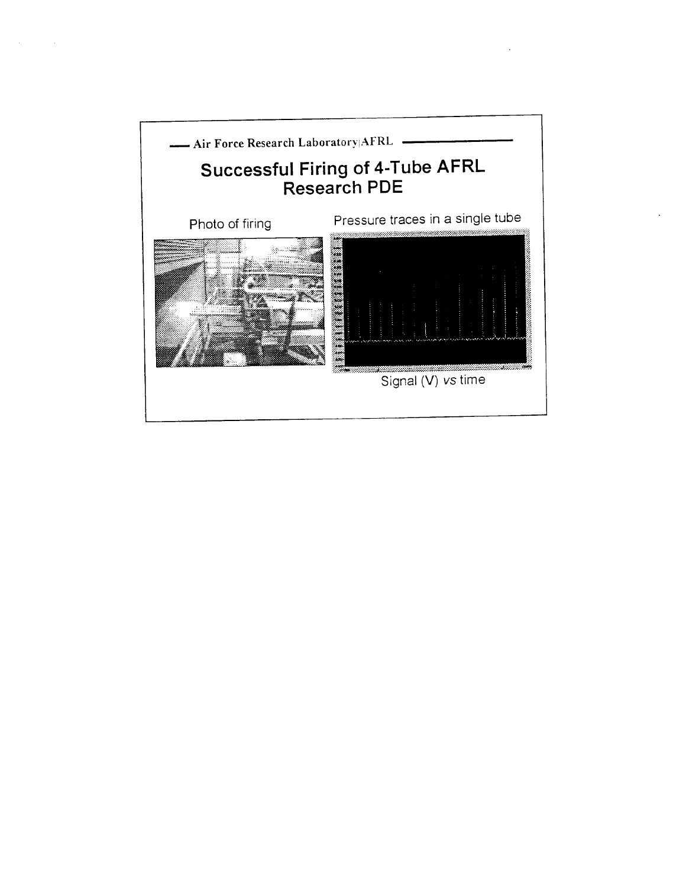# Successful Firing of 4-Tube AFRL Research PDE

Photo of firing

Pressure traces in a single tube

Signal (V) *vs* time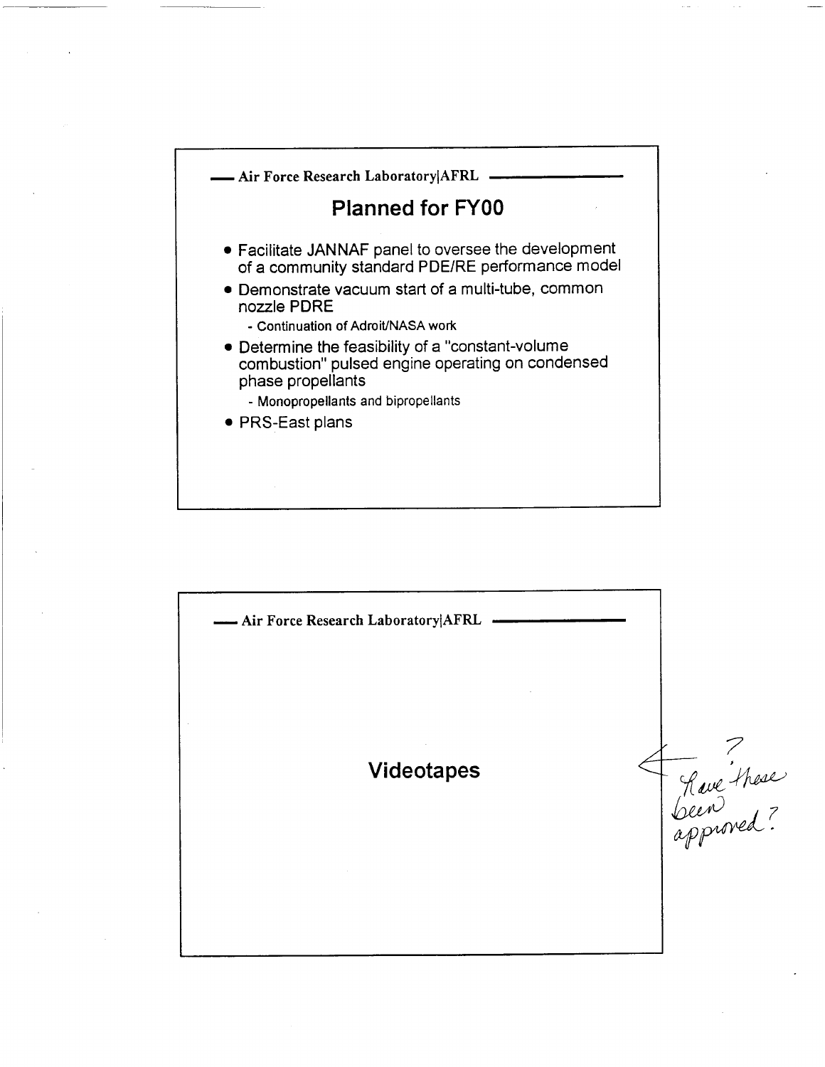Air Force Research Laboratory|AFRL

## Planned for FY00

- Facilitate JANNAF panel to oversee the development of a community standard PDE/RE performance model
- Demonstrate vacuum start of a multi-tube, common nozzle PDRE
  - Continuation of Adroit/NASA work
- Determine the feasibility of a "constant-volume combustion" pulsed engine operating on condensed phase propellants
  - Monopropellants and bipropellants
- PRS-East plans

Air Force Research Laboratory|AFRL

## Videotapes

← ? Have these been approved?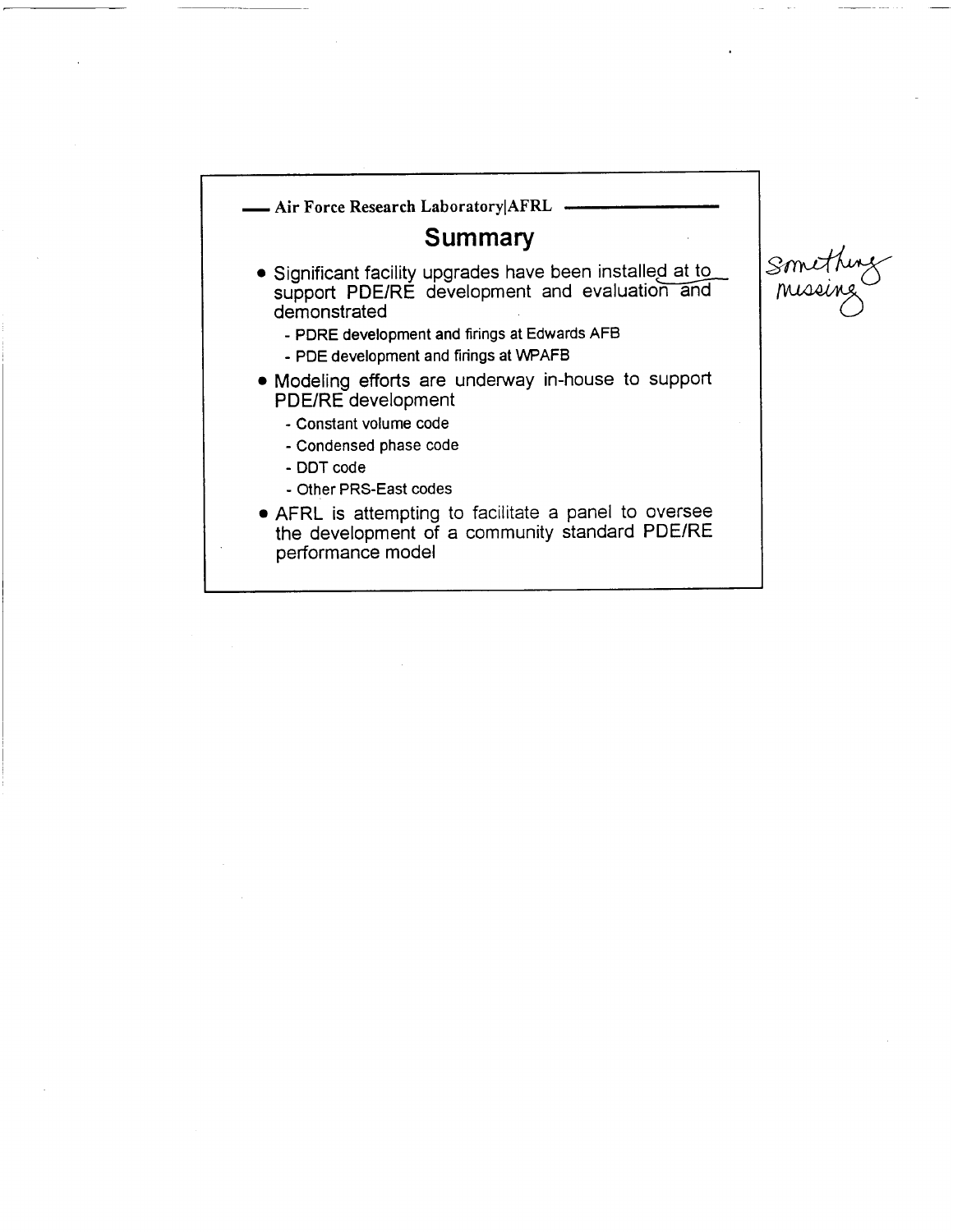Air Force Research Laboratory|AFRL

## Summary

- Significant facility upgrades have been installed at to support PDE/RE development and evaluation and demonstrated
  - PDRE development and firings at Edwards AFB
  - PDE development and firings at WPAFB
- Modeling efforts are underway in-house to support PDE/RE development
  - Constant volume code
  - Condensed phase code
  - DDT code
  - Other PRS-East codes
- AFRL is attempting to facilitate a panel to oversee the development of a community standard PDE/RE performance model

Something missing